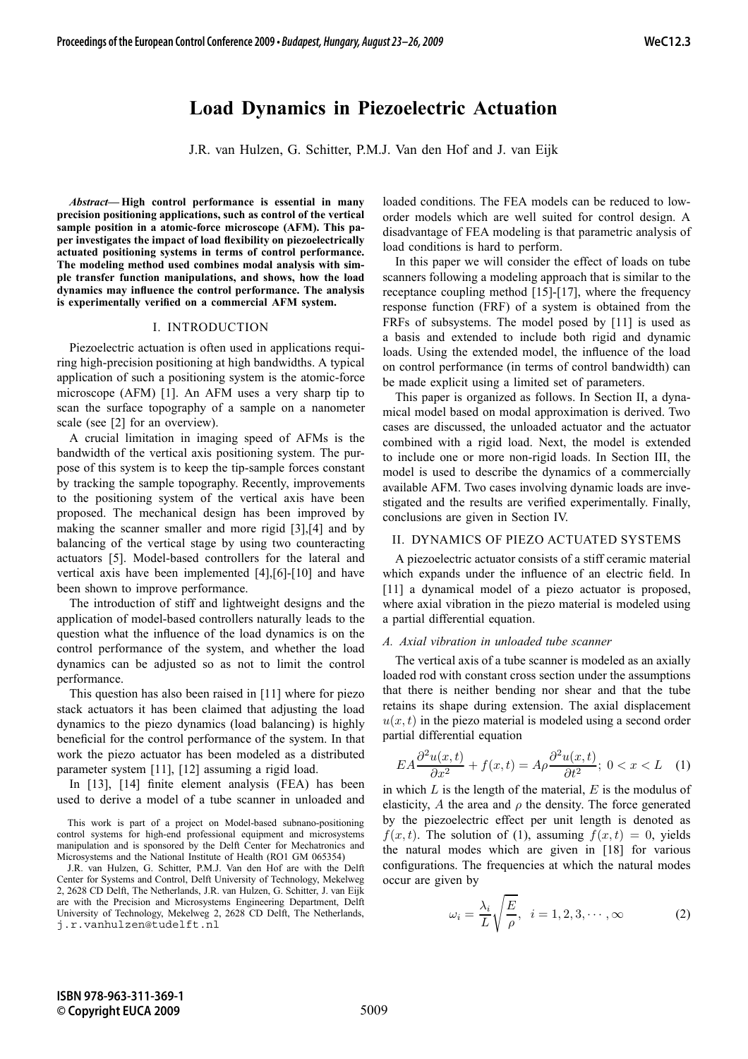# Load Dynamics in Piezoelectric Actuation

J.R. van Hulzen, G. Schitter, P.M.J. Van den Hof and J. van Eijk

***Abstract*— High control performance is essential in many precision positioning applications, such as control of the vertical sample position in a atomic-force microscope (AFM). This paper investigates the impact of load flexibility on piezoelectrically actuated positioning systems in terms of control performance. The modeling method used combines modal analysis with simple transfer function manipulations, and shows, how the load dynamics may influence the control performance. The analysis is experimentally verified on a commercial AFM system.**

## I. INTRODUCTION

Piezoelectric actuation is often used in applications requiring high-precision positioning at high bandwidths. A typical application of such a positioning system is the atomic-force microscope (AFM) [1]. An AFM uses a very sharp tip to scan the surface topography of a sample on a nanometer scale (see [2] for an overview).

A crucial limitation in imaging speed of AFMs is the bandwidth of the vertical axis positioning system. The purpose of this system is to keep the tip-sample forces constant by tracking the sample topography. Recently, improvements to the positioning system of the vertical axis have been proposed. The mechanical design has been improved by making the scanner smaller and more rigid [3],[4] and by balancing of the vertical stage by using two counteracting actuators [5]. Model-based controllers for the lateral and vertical axis have been implemented [4],[6]-[10] and have been shown to improve performance.

The introduction of stiff and lightweight designs and the application of model-based controllers naturally leads to the question what the influence of the load dynamics is on the control performance of the system, and whether the load dynamics can be adjusted so as not to limit the control performance.

This question has also been raised in [11] where for piezo stack actuators it has been claimed that adjusting the load dynamics to the piezo dynamics (load balancing) is highly beneficial for the control performance of the system. In that work the piezo actuator has been modeled as a distributed parameter system [11], [12] assuming a rigid load.

In [13], [14] finite element analysis (FEA) has been used to derive a model of a tube scanner in unloaded and loaded conditions. The FEA models can be reduced to low-order models which are well suited for control design. A disadvantage of FEA modeling is that parametric analysis of load conditions is hard to perform.

In this paper we will consider the effect of loads on tube scanners following a modeling approach that is similar to the receptance coupling method [15]-[17], where the frequency response function (FRF) of a system is obtained from the FRFs of subsystems. The model posed by [11] is used as a basis and extended to include both rigid and dynamic loads. Using the extended model, the influence of the load on control performance (in terms of control bandwidth) can be made explicit using a limited set of parameters.

This paper is organized as follows. In Section II, a dynamical model based on modal approximation is derived. Two cases are discussed, the unloaded actuator and the actuator combined with a rigid load. Next, the model is extended to include one or more non-rigid loads. In Section III, the model is used to describe the dynamics of a commercially available AFM. Two cases involving dynamic loads are investigated and the results are verified experimentally. Finally, conclusions are given in Section IV.

## II. DYNAMICS OF PIEZO ACTUATED SYSTEMS

A piezoelectric actuator consists of a stiff ceramic material which expands under the influence of an electric field. In [11] a dynamical model of a piezo actuator is proposed, where axial vibration in the piezo material is modeled using a partial differential equation.

### A. Axial vibration in unloaded tube scanner

The vertical axis of a tube scanner is modeled as an axially loaded rod with constant cross section under the assumptions that there is neither bending nor shear and that the tube retains its shape during extension. The axial displacement $u(x,t)$ in the piezo material is modeled using a second order partial differential equation

$$EA\frac{\partial^2 u(x,t)}{\partial x^2} + f(x,t) = A\rho\frac{\partial^2 u(x,t)}{\partial t^2};\ 0 < x < L \quad (1)$$

in which $L$ is the length of the material, $E$ is the modulus of elasticity, $A$ the area and $\rho$ the density. The force generated by the piezoelectric effect per unit length is denoted as $f(x,t)$. The solution of (1), assuming $f(x,t) = 0$, yields the natural modes which are given in [18] for various configurations. The frequencies at which the natural modes occur are given by

$$\omega_i = \frac{\lambda_i}{L}\sqrt{\frac{E}{\rho}},\quad i = 1,2,3,\cdots,\infty \quad (2)$$

This work is part of a project on Model-based subnano-positioning control systems for high-end professional equipment and microsystems manipulation and is sponsored by the Delft Center for Mechatronics and Microsystems and the National Institute of Health (RO1 GM 065354)

J.R. van Hulzen, G. Schitter, P.M.J. Van den Hof are with the Delft Center for Systems and Control, Delft University of Technology, Mekelweg 2, 2628 CD Delft, The Netherlands, J.R. van Hulzen, G. Schitter, J. van Eijk are with the Precision and Microsystems Engineering Department, Delft University of Technology, Mekelweg 2, 2628 CD Delft, The Netherlands, j.r.vanhulzen@tudelft.nl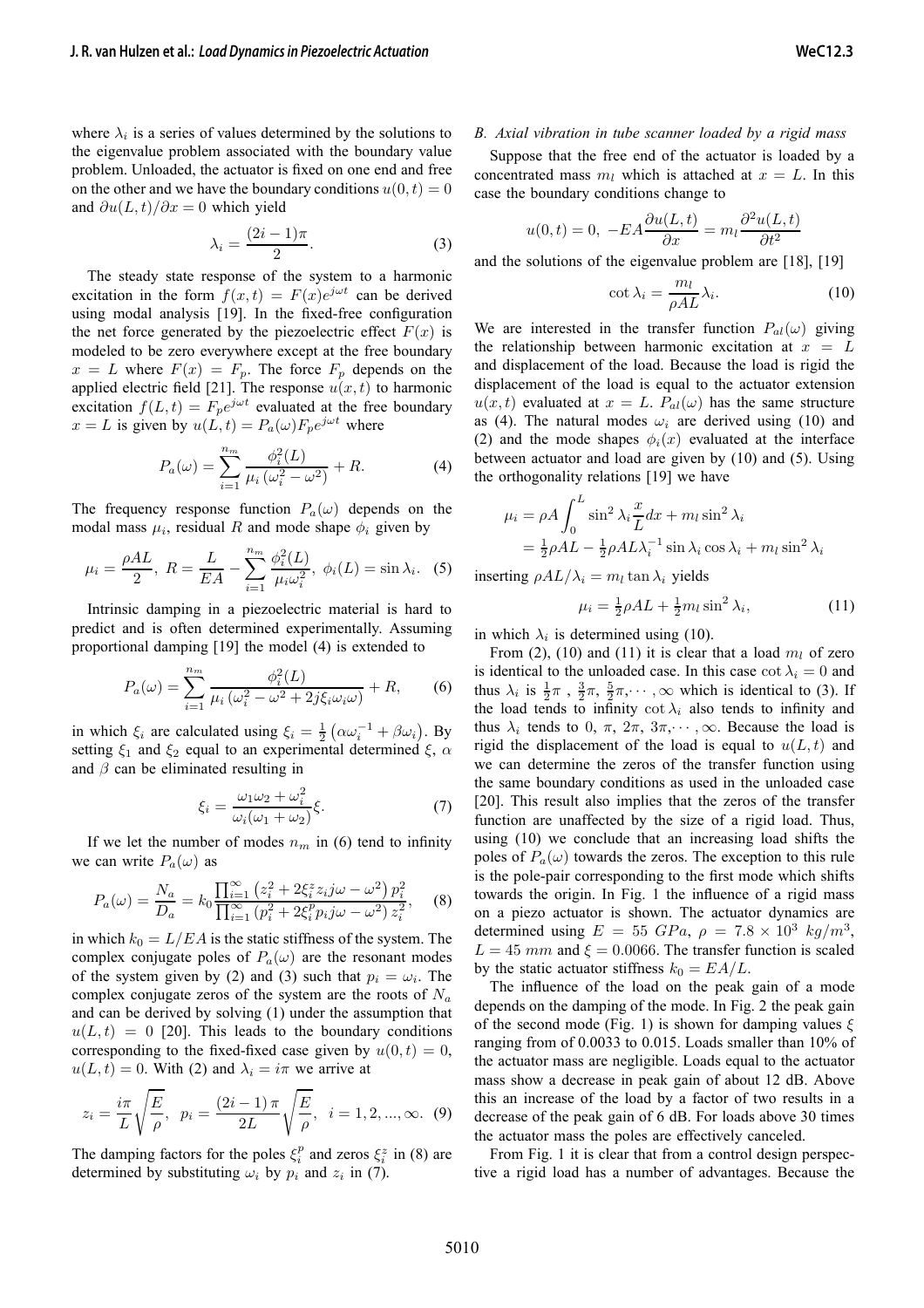where $\lambda_i$ is a series of values determined by the solutions to the eigenvalue problem associated with the boundary value problem. Unloaded, the actuator is fixed on one end and free on the other and we have the boundary conditions $u(0,t) = 0$ and $\partial u(L,t)/\partial x = 0$ which yield

$$\lambda_i = \frac{(2i-1)\pi}{2}. \tag{3}$$

The steady state response of the system to a harmonic excitation in the form $f(x,t) = F(x)e^{j\omega t}$ can be derived using modal analysis [19]. In the fixed-free configuration the net force generated by the piezoelectric effect $F(x)$ is modeled to be zero everywhere except at the free boundary $x = L$ where $F(x) = F_p$. The force $F_p$ depends on the applied electric field [21]. The response $u(x,t)$ to harmonic excitation $f(L,t) = F_p e^{j\omega t}$ evaluated at the free boundary $x = L$ is given by $u(L,t) = P_a(\omega) F_p e^{j\omega t}$ where

$$P_a(\omega) = \sum_{i=1}^{n_m} \frac{\phi_i^2(L)}{\mu_i\left(\omega_i^2 - \omega^2\right)} + R. \tag{4}$$

The frequency response function $P_a(\omega)$ depends on the modal mass $\mu_i$, residual $R$ and mode shape $\phi_i$ given by

$$\mu_i = \frac{\rho A L}{2},\ R = \frac{L}{EA} - \sum_{i=1}^{n_m} \frac{\phi_i^2(L)}{\mu_i \omega_i^2},\ \phi_i(L) = \sin\lambda_i. \tag{5}$$

Intrinsic damping in a piezoelectric material is hard to predict and is often determined experimentally. Assuming proportional damping [19] the model (4) is extended to

$$P_a(\omega) = \sum_{i=1}^{n_m} \frac{\phi_i^2(L)}{\mu_i\left(\omega_i^2 - \omega^2 + 2j\xi_i\omega_i\omega\right)} + R, \tag{6}$$

in which $\xi_i$ are calculated using $\xi_i = \frac{1}{2}\left(\alpha\omega_i^{-1} + \beta\omega_i\right)$. By setting $\xi_1$ and $\xi_2$ equal to an experimental determined $\xi$, $\alpha$ and $\beta$ can be eliminated resulting in

$$\xi_i = \frac{\omega_1\omega_2 + \omega_i^2}{\omega_i(\omega_1 + \omega_2)}\xi. \tag{7}$$

If we let the number of modes $n_m$ in (6) tend to infinity we can write $P_a(\omega)$ as

$$P_a(\omega) = \frac{N_a}{D_a} = k_0 \frac{\prod_{i=1}^{\infty}\left(z_i^2 + 2\xi_i^z z_i j\omega - \omega^2\right)p_i^2}{\prod_{i=1}^{\infty}\left(p_i^2 + 2\xi_i^p p_i j\omega - \omega^2\right)z_i^2}, \tag{8}$$

in which $k_0 = L/EA$ is the static stiffness of the system. The complex conjugate poles of $P_a(\omega)$ are the resonant modes of the system given by (2) and (3) such that $p_i = \omega_i$. The complex conjugate zeros of the system are the roots of $N_a$ and can be derived by solving (1) under the assumption that $u(L,t) = 0$ [20]. This leads to the boundary conditions corresponding to the fixed-fixed case given by $u(0,t) = 0$, $u(L,t) = 0$. With (2) and $\lambda_i = i\pi$ we arrive at

$$z_i = \frac{i\pi}{L}\sqrt{\frac{E}{\rho}},\ \ p_i = \frac{(2i-1)\pi}{2L}\sqrt{\frac{E}{\rho}},\ \ i = 1, 2, ..., \infty. \tag{9}$$

The damping factors for the poles $\xi_i^p$ and zeros $\xi_i^z$ in (8) are determined by substituting $\omega_i$ by $p_i$ and $z_i$ in (7).

### B. Axial vibration in tube scanner loaded by a rigid mass

Suppose that the free end of the actuator is loaded by a concentrated mass $m_l$ which is attached at $x = L$. In this case the boundary conditions change to

$$u(0,t) = 0,\ -EA\frac{\partial u(L,t)}{\partial x} = m_l \frac{\partial^2 u(L,t)}{\partial t^2}$$

and the solutions of the eigenvalue problem are [18], [19]

$$\cot\lambda_i = \frac{m_l}{\rho A L}\lambda_i. \tag{10}$$

We are interested in the transfer function $P_{al}(\omega)$ giving the relationship between harmonic excitation at $x = L$ and displacement of the load. Because the load is rigid the displacement of the load is equal to the actuator extension $u(x,t)$ evaluated at $x = L$. $P_{al}(\omega)$ has the same structure as (4). The natural modes $\omega_i$ are derived using (10) and (2) and the mode shapes $\phi_i(x)$ evaluated at the interface between actuator and load are given by (10) and (5). Using the orthogonality relations [19] we have

$$\begin{aligned}\mu_i &= \rho A \int_0^L \sin^2 \lambda_i \frac{x}{L} dx + m_l \sin^2 \lambda_i \\ &= \tfrac{1}{2}\rho A L - \tfrac{1}{2}\rho A L \lambda_i^{-1} \sin\lambda_i \cos\lambda_i + m_l \sin^2\lambda_i\end{aligned}$$

inserting $\rho A L/\lambda_i = m_l \tan\lambda_i$ yields

$$\mu_i = \tfrac{1}{2}\rho A L + \tfrac{1}{2} m_l \sin^2\lambda_i, \tag{11}$$

in which $\lambda_i$ is determined using (10).

From (2), (10) and (11) it is clear that a load $m_l$ of zero is identical to the unloaded case. In this case $\cot\lambda_i = 0$ and thus $\lambda_i$ is $\frac{1}{2}\pi$ , $\frac{3}{2}\pi$, $\frac{5}{2}\pi, \cdots, \infty$ which is identical to (3). If the load tends to infinity $\cot\lambda_i$ also tends to infinity and thus $\lambda_i$ tends to $0$, $\pi$, $2\pi$, $3\pi, \cdots, \infty$. Because the load is rigid the displacement of the load is equal to $u(L,t)$ and we can determine the zeros of the transfer function using the same boundary conditions as used in the unloaded case [20]. This result also implies that the zeros of the transfer function are unaffected by the size of a rigid load. Thus, using (10) we conclude that an increasing load shifts the poles of $P_a(\omega)$ towards the zeros. The exception to this rule is the pole-pair corresponding to the first mode which shifts towards the origin. In Fig. 1 the influence of a rigid mass on a piezo actuator is shown. The actuator dynamics are determined using $E = 55\ GPa$, $\rho = 7.8 \times 10^3\ kg/m^3$, $L = 45\ mm$ and $\xi = 0.0066$. The transfer function is scaled by the static actuator stiffness $k_0 = EA/L$.

The influence of the load on the peak gain of a mode depends on the damping of the mode. In Fig. 2 the peak gain of the second mode (Fig. 1) is shown for damping values $\xi$ ranging from of 0.0033 to 0.015. Loads smaller than 10% of the actuator mass are negligible. Loads equal to the actuator mass show a decrease in peak gain of about 12 dB. Above this an increase of the load by a factor of two results in a decrease of the peak gain of 6 dB. For loads above 30 times the actuator mass the poles are effectively canceled.

From Fig. 1 it is clear that from a control design perspective a rigid load has a number of advantages. Because the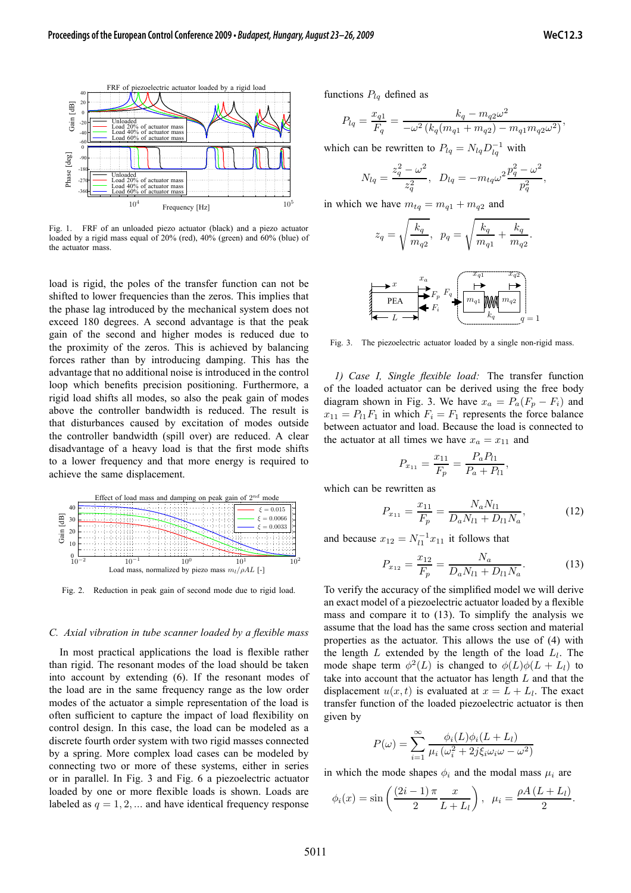Fig. 1. FRF of an unloaded piezo actuator (black) and a piezo actuator loaded by a rigid mass equal of 20% (red), 40% (green) and 60% (blue) of the actuator mass.

load is rigid, the poles of the transfer function can not be shifted to lower frequencies than the zeros. This implies that the phase lag introduced by the mechanical system does not exceed 180 degrees. A second advantage is that the peak gain of the second and higher modes is reduced due to the proximity of the zeros. This is achieved by balancing forces rather than by introducing damping. This has the advantage that no additional noise is introduced in the control loop which benefits precision positioning. Furthermore, a rigid load shifts all modes, so also the peak gain of modes above the controller bandwidth is reduced. The result is that disturbances caused by excitation of modes outside the controller bandwidth (spill over) are reduced. A clear disadvantage of a heavy load is that the first mode shifts to a lower frequency and that more energy is required to achieve the same displacement.

Fig. 2. Reduction in peak gain of second mode due to rigid load.

### C. Axial vibration in tube scanner loaded by a flexible mass

In most practical applications the load is flexible rather than rigid. The resonant modes of the load should be taken into account by extending (6). If the resonant modes of the load are in the same frequency range as the low order modes of the actuator a simple representation of the load is often sufficient to capture the impact of load flexibility on control design. In this case, the load can be modeled as a discrete fourth order system with two rigid masses connected by a spring. More complex load cases can be modeled by connecting two or more of these systems, either in series or in parallel. In Fig. 3 and Fig. 6 a piezoelectric actuator loaded by one or more flexible loads is shown. Loads are labeled as $q = 1, 2, \ldots$ and have identical frequency response functions $P_{lq}$ defined as

$$P_{lq} = \frac{x_{q1}}{F_q} = \frac{k_q - m_{q2}\omega^2}{-\omega^2 \left(k_q(m_{q1} + m_{q2}) - m_{q1}m_{q2}\omega^2\right)},$$

which can be rewritten to $P_{lq} = N_{lq}D_{lq}^{-1}$ with

$$N_{lq} = \frac{z_q^2 - \omega^2}{z_q^2}, \quad D_{lq} = -m_{tq}\omega^2 \frac{p_q^2 - \omega^2}{p_q^2},$$

in which we have $m_{tq} = m_{q1} + m_{q2}$ and

$$z_q = \sqrt{\frac{k_q}{m_{q2}}}, \quad p_q = \sqrt{\frac{k_q}{m_{q1}} + \frac{k_q}{m_{q2}}}.$$

Fig. 3. The piezoelectric actuator loaded by a single non-rigid mass.

*1) Case I, Single flexible load:* The transfer function of the loaded actuator can be derived using the free body diagram shown in Fig. 3. We have $x_a = P_a(F_p - F_i)$ and $x_{11} = P_{l1}F_1$ in which $F_i = F_1$ represents the force balance between actuator and load. Because the load is connected to the actuator at all times we have $x_a = x_{11}$ and

$$P_{x_{11}} = \frac{x_{11}}{F_p} = \frac{P_a P_{l1}}{P_a + P_{l1}},$$

which can be rewritten as

$$P_{x_{11}} = \frac{x_{11}}{F_p} = \frac{N_a N_{l1}}{D_a N_{l1} + D_{l1} N_a}, \tag{12}$$

and because $x_{12} = N_{l1}^{-1} x_{11}$ it follows that

$$P_{x_{12}} = \frac{x_{12}}{F_p} = \frac{N_a}{D_a N_{l1} + D_{l1} N_a}. \tag{13}$$

To verify the accuracy of the simplified model we will derive an exact model of a piezoelectric actuator loaded by a flexible mass and compare it to (13). To simplify the analysis we assume that the load has the same cross section and material properties as the actuator. This allows the use of (4) with the length $L$ extended by the length of the load $L_l$. The mode shape term $\phi^2(L)$ is changed to $\phi(L)\phi(L + L_l)$ to take into account that the actuator has length $L$ and that the displacement $u(x, t)$ is evaluated at $x = L + L_l$. The exact transfer function of the loaded piezoelectric actuator is then given by

$$P(\omega) = \sum_{i=1}^{\infty} \frac{\phi_i(L)\phi_i(L + L_l)}{\mu_i \left(\omega_i^2 + 2j\xi_i\omega_i\omega - \omega^2\right)}$$

in which the mode shapes $\phi_i$ and the modal mass $\mu_i$ are

$$\phi_i(x) = \sin\left(\frac{(2i-1)\pi}{2}\frac{x}{L + L_l}\right), \quad \mu_i = \frac{\rho A (L + L_l)}{2}.$$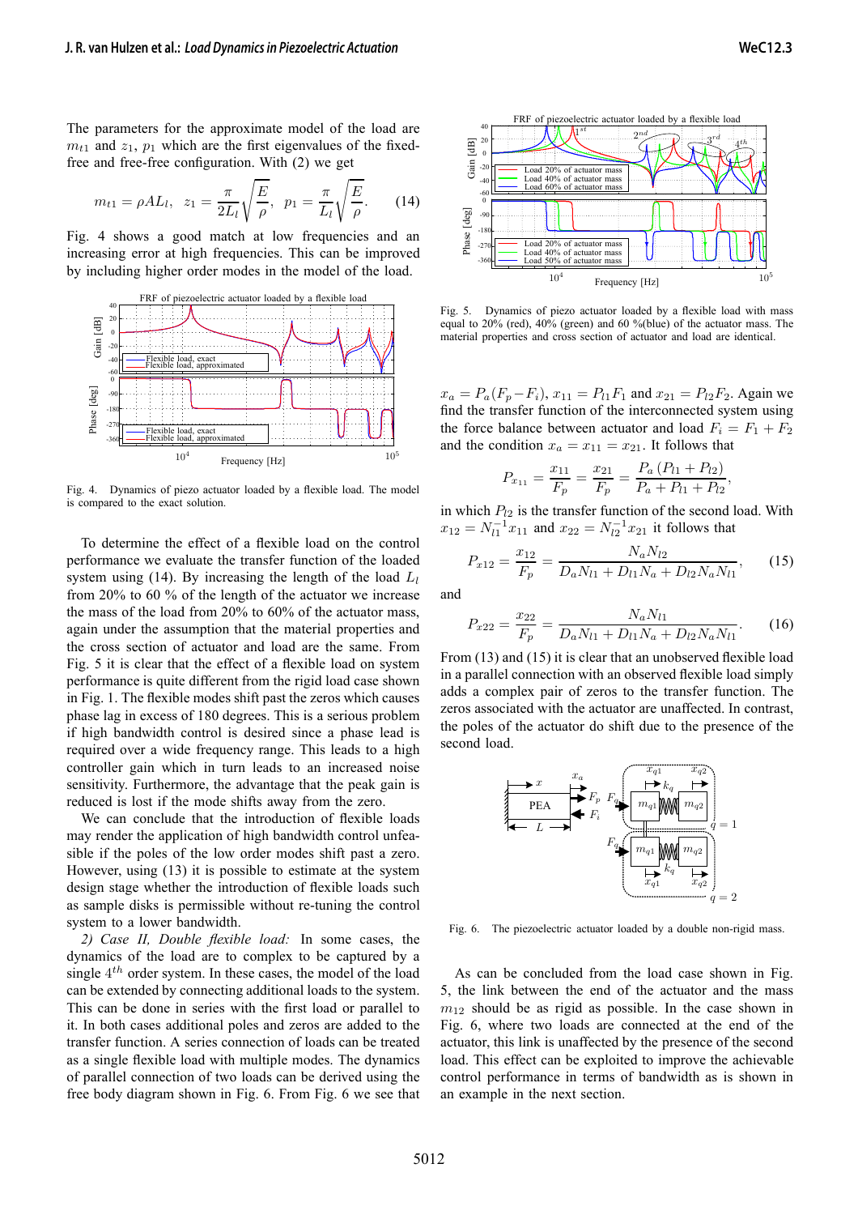The parameters for the approximate model of the load are $m_{t1}$ and $z_1$, $p_1$ which are the first eigenvalues of the fixed-free and free-free configuration. With (2) we get

$$m_{t1} = \rho A L_l, \quad z_1 = \frac{\pi}{2L_l}\sqrt{\frac{E}{\rho}}, \quad p_1 = \frac{\pi}{L_l}\sqrt{\frac{E}{\rho}}. \tag{14}$$

Fig. 4 shows a good match at low frequencies and an increasing error at high frequencies. This can be improved by including higher order modes in the model of the load.

Fig. 4. Dynamics of piezo actuator loaded by a flexible load. The model is compared to the exact solution.

To determine the effect of a flexible load on the control performance we evaluate the transfer function of the loaded system using (14). By increasing the length of the load $L_l$ from 20% to 60 % of the length of the actuator we increase the mass of the load from 20% to 60% of the actuator mass, again under the assumption that the material properties and the cross section of actuator and load are the same. From Fig. 5 it is clear that the effect of a flexible load on system performance is quite different from the rigid load case shown in Fig. 1. The flexible modes shift past the zeros which causes phase lag in excess of 180 degrees. This is a serious problem if high bandwidth control is desired since a phase lead is required over a wide frequency range. This leads to a high controller gain which in turn leads to an increased noise sensitivity. Furthermore, the advantage that the peak gain is reduced is lost if the mode shifts away from the zero.

We can conclude that the introduction of flexible loads may render the application of high bandwidth control unfeasible if the poles of the low order modes shift past a zero. However, using (13) it is possible to estimate at the system design stage whether the introduction of flexible loads such as sample disks is permissible without re-tuning the control system to a lower bandwidth.

*2) Case II, Double flexible load:* In some cases, the dynamics of the load are to complex to be captured by a single $4^{th}$ order system. In these cases, the model of the load can be extended by connecting additional loads to the system. This can be done in series with the first load or parallel to it. In both cases additional poles and zeros are added to the transfer function. A series connection of loads can be treated as a single flexible load with multiple modes. The dynamics of parallel connection of two loads can be derived using the free body diagram shown in Fig. 6. From Fig. 6 we see that

Fig. 5. Dynamics of piezo actuator loaded by a flexible load with mass equal to 20% (red), 40% (green) and 60 %(blue) of the actuator mass. The material properties and cross section of actuator and load are identical.

$x_a = P_a(F_p - F_i)$, $x_{11} = P_{l1}F_1$ and $x_{21} = P_{l2}F_2$. Again we find the transfer function of the interconnected system using the force balance between actuator and load $F_i = F_1 + F_2$ and the condition $x_a = x_{11} = x_{21}$. It follows that

$$P_{x_{11}} = \frac{x_{11}}{F_p} = \frac{x_{21}}{F_p} = \frac{P_a\,(P_{l1} + P_{l2})}{P_a + P_{l1} + P_{l2}},$$

in which $P_{l2}$ is the transfer function of the second load. With $x_{12} = N_{l1}^{-1}x_{11}$ and $x_{22} = N_{l2}^{-1}x_{21}$ it follows that

$$P_{x12} = \frac{x_{12}}{F_p} = \frac{N_a N_{l2}}{D_a N_{l1} + D_{l1}N_a + D_{l2}N_a N_{l1}}, \tag{15}$$

and

$$P_{x22} = \frac{x_{22}}{F_p} = \frac{N_a N_{l1}}{D_a N_{l1} + D_{l1}N_a + D_{l2}N_a N_{l1}}. \tag{16}$$

From (13) and (15) it is clear that an unobserved flexible load in a parallel connection with an observed flexible load simply adds a complex pair of zeros to the transfer function. The zeros associated with the actuator are unaffected. In contrast, the poles of the actuator do shift due to the presence of the second load.

Fig. 6. The piezoelectric actuator loaded by a double non-rigid mass.

As can be concluded from the load case shown in Fig. 5, the link between the end of the actuator and the mass $m_{12}$ should be as rigid as possible. In the case shown in Fig. 6, where two loads are connected at the end of the actuator, this link is unaffected by the presence of the second load. This effect can be exploited to improve the achievable control performance in terms of bandwidth as is shown in an example in the next section.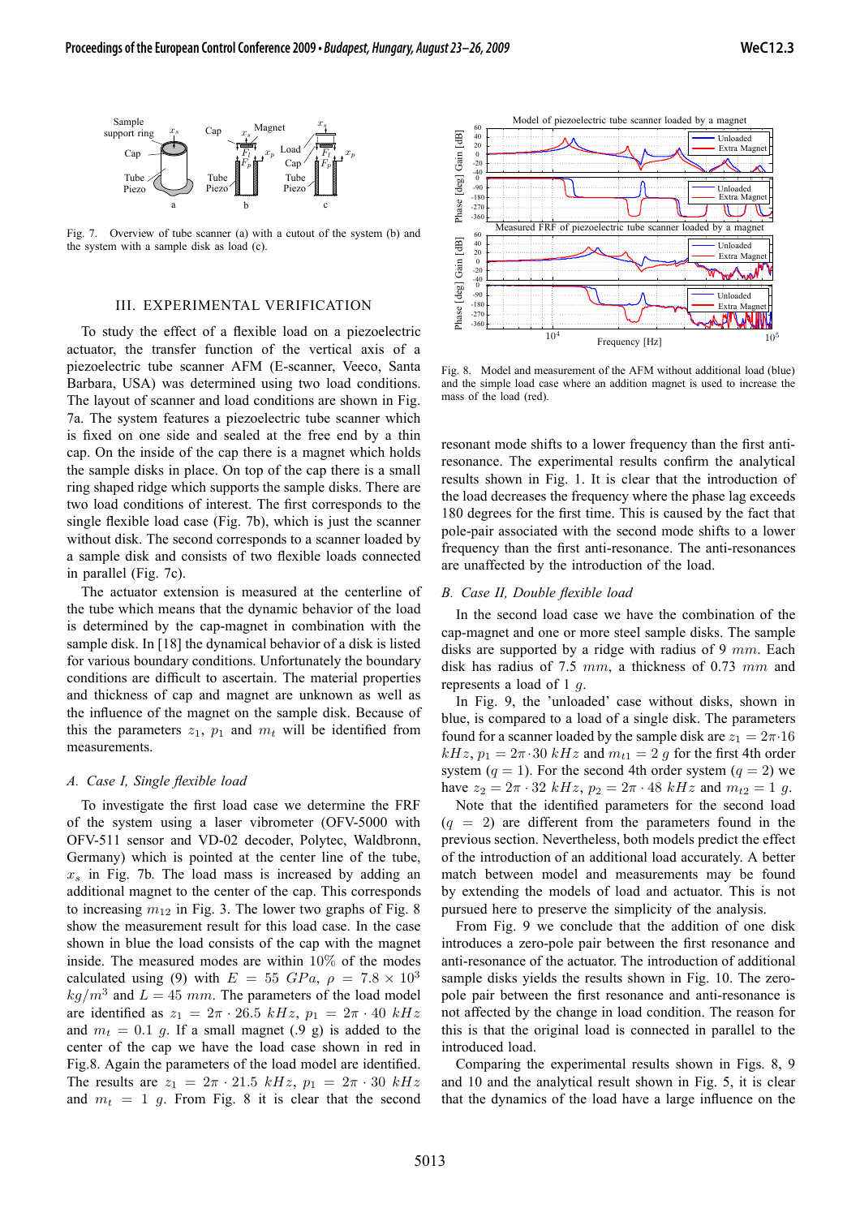Fig. 7. Overview of tube scanner (a) with a cutout of the system (b) and the system with a sample disk as load (c).

## III. EXPERIMENTAL VERIFICATION

To study the effect of a flexible load on a piezoelectric actuator, the transfer function of the vertical axis of a piezoelectric tube scanner AFM (E-scanner, Veeco, Santa Barbara, USA) was determined using two load conditions. The layout of scanner and load conditions are shown in Fig. 7a. The system features a piezoelectric tube scanner which is fixed on one side and sealed at the free end by a thin cap. On the inside of the cap there is a magnet which holds the sample disks in place. On top of the cap there is a small ring shaped ridge which supports the sample disks. There are two load conditions of interest. The first corresponds to the single flexible load case (Fig. 7b), which is just the scanner without disk. The second corresponds to a scanner loaded by a sample disk and consists of two flexible loads connected in parallel (Fig. 7c).

The actuator extension is measured at the centerline of the tube which means that the dynamic behavior of the load is determined by the cap-magnet in combination with the sample disk. In [18] the dynamical behavior of a disk is listed for various boundary conditions. Unfortunately the boundary conditions are difficult to ascertain. The material properties and thickness of cap and magnet are unknown as well as the influence of the magnet on the sample disk. Because of this the parameters $z_1$, $p_1$ and $m_t$ will be identified from measurements.

### A. Case I, Single flexible load

To investigate the first load case we determine the FRF of the system using a laser vibrometer (OFV-5000 with OFV-511 sensor and VD-02 decoder, Polytec, Waldbronn, Germany) which is pointed at the center line of the tube, $x_s$ in Fig. 7b. The load mass is increased by adding an additional magnet to the center of the cap. This corresponds to increasing $m_{12}$ in Fig. 3. The lower two graphs of Fig. 8 show the measurement result for this load case. In the case shown in blue the load consists of the cap with the magnet inside. The measured modes are within 10% of the modes calculated using (9) with $E = 55$ $GPa$, $\rho = 7.8 \times 10^3$ $kg/m^3$ and $L = 45$ $mm$. The parameters of the load model are identified as $z_1 = 2\pi \cdot 26.5$ $kHz$, $p_1 = 2\pi \cdot 40$ $kHz$ and $m_t = 0.1$ $g$. If a small magnet (.9 g) is added to the center of the cap we have the load case shown in red in Fig.8. Again the parameters of the load model are identified. The results are $z_1 = 2\pi \cdot 21.5$ $kHz$, $p_1 = 2\pi \cdot 30$ $kHz$ and $m_t = 1$ $g$. From Fig. 8 it is clear that the second resonant mode shifts to a lower frequency than the first anti-resonance. The experimental results confirm the analytical results shown in Fig. 1. It is clear that the introduction of the load decreases the frequency where the phase lag exceeds 180 degrees for the first time. This is caused by the fact that pole-pair associated with the second mode shifts to a lower frequency than the first anti-resonance. The anti-resonances are unaffected by the introduction of the load.

Fig. 8. Model and measurement of the AFM without additional load (blue) and the simple load case where an addition magnet is used to increase the mass of the load (red).

### B. Case II, Double flexible load

In the second load case we have the combination of the cap-magnet and one or more steel sample disks. The sample disks are supported by a ridge with radius of 9 $mm$. Each disk has radius of 7.5 $mm$, a thickness of 0.73 $mm$ and represents a load of 1 $g$.

In Fig. 9, the 'unloaded' case without disks, shown in blue, is compared to a load of a single disk. The parameters found for a scanner loaded by the sample disk are $z_1 = 2\pi{\cdot}16$ $kHz$, $p_1 = 2\pi{\cdot}30$ $kHz$ and $m_{t1} = 2$ $g$ for the first 4th order system ($q = 1$). For the second 4th order system ($q = 2$) we have $z_2 = 2\pi \cdot 32$ $kHz$, $p_2 = 2\pi \cdot 48$ $kHz$ and $m_{t2} = 1$ $g$.

Note that the identified parameters for the second load ($q = 2$) are different from the parameters found in the previous section. Nevertheless, both models predict the effect of the introduction of an additional load accurately. A better match between model and measurements may be found by extending the models of load and actuator. This is not pursued here to preserve the simplicity of the analysis.

From Fig. 9 we conclude that the addition of one disk introduces a zero-pole pair between the first resonance and anti-resonance of the actuator. The introduction of additional sample disks yields the results shown in Fig. 10. The zero-pole pair between the first resonance and anti-resonance is not affected by the change in load condition. The reason for this is that the original load is connected in parallel to the introduced load.

Comparing the experimental results shown in Figs. 8, 9 and 10 and the analytical result shown in Fig. 5, it is clear that the dynamics of the load have a large influence on the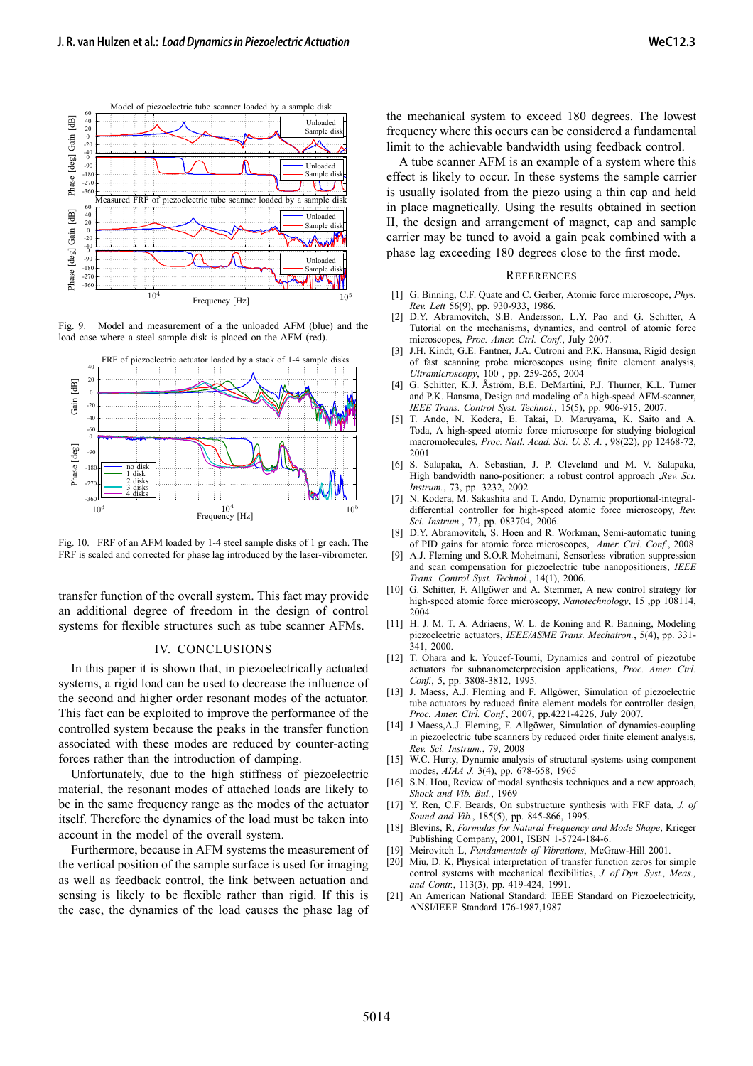Model of piezoelectric tube scanner loaded by a sample disk

Gain [dB]

Phase [deg]

Unloaded
Sample disk

Measured FRF of piezoelectric tube scanner loaded by a sample disk

Frequency [Hz]

Fig. 9. Model and measurement of a the unloaded AFM (blue) and the load case where a steel sample disk is placed on the AFM (red).

FRF of piezoelectric actuator loaded by a stack of 1-4 sample disks

no disk
1 disk
2 disks
3 disks
4 disks

Frequency [Hz]

Fig. 10. FRF of an AFM loaded by 1-4 steel sample disks of 1 gr each. The FRF is scaled and corrected for phase lag introduced by the laser-vibrometer.

transfer function of the overall system. This fact may provide an additional degree of freedom in the design of control systems for flexible structures such as tube scanner AFMs.

## IV. CONCLUSIONS

In this paper it is shown that, in piezoelectrically actuated systems, a rigid load can be used to decrease the influence of the second and higher order resonant modes of the actuator. This fact can be exploited to improve the performance of the controlled system because the peaks in the transfer function associated with these modes are reduced by counter-acting forces rather than the introduction of damping.

Unfortunately, due to the high stiffness of piezoelectric material, the resonant modes of attached loads are likely to be in the same frequency range as the modes of the actuator itself. Therefore the dynamics of the load must be taken into account in the model of the overall system.

Furthermore, because in AFM systems the measurement of the vertical position of the sample surface is used for imaging as well as feedback control, the link between actuation and sensing is likely to be flexible rather than rigid. If this is the case, the dynamics of the load causes the phase lag of the mechanical system to exceed 180 degrees. The lowest frequency where this occurs can be considered a fundamental limit to the achievable bandwidth using feedback control.

A tube scanner AFM is an example of a system where this effect is likely to occur. In these systems the sample carrier is usually isolated from the piezo using a thin cap and held in place magnetically. Using the results obtained in section II, the design and arrangement of magnet, cap and sample carrier may be tuned to avoid a gain peak combined with a phase lag exceeding 180 degrees close to the first mode.

## REFERENCES

[1] G. Binning, C.F. Quate and C. Gerber, Atomic force microscope, *Phys. Rev. Lett* 56(9), pp. 930-933, 1986.

[2] D.Y. Abramovitch, S.B. Andersson, L.Y. Pao and G. Schitter, A Tutorial on the mechanisms, dynamics, and control of atomic force microscopes, *Proc. Amer. Ctrl. Conf.*, July 2007.

[3] J.H. Kindt, G.E. Fantner, J.A. Cutroni and P.K. Hansma, Rigid design of fast scanning probe microscopes using finite element analysis, *Ultramicroscopy*, 100 , pp. 259-265, 2004

[4] G. Schitter, K.J. Åström, B.E. DeMartini, P.J. Thurner, K.L. Turner and P.K. Hansma, Design and modeling of a high-speed AFM-scanner, *IEEE Trans. Control Syst. Technol.*, 15(5), pp. 906-915, 2007.

[5] T. Ando, N. Kodera, E. Takai, D. Maruyama, K. Saito and A. Toda, A high-speed atomic force microscope for studying biological macromolecules, *Proc. Natl. Acad. Sci. U. S. A.* , 98(22), pp 12468-72, 2001

[6] S. Salapaka, A. Sebastian, J. P. Cleveland and M. V. Salapaka, High bandwidth nano-positioner: a robust control approach ,*Rev. Sci. Instrum.*, 73, pp. 3232, 2002

[7] N. Kodera, M. Sakashita and T. Ando, Dynamic proportional-integral-differential controller for high-speed atomic force microscopy, *Rev. Sci. Instrum.*, 77, pp. 083704, 2006.

[8] D.Y. Abramovitch, S. Hoen and R. Workman, Semi-automatic tuning of PID gains for atomic force microscopes, *Amer. Ctrl. Conf.*, 2008

[9] A.J. Fleming and S.O.R Moheimani, Sensorless vibration suppression and scan compensation for piezoelectric tube nanopositioners, *IEEE Trans. Control Syst. Technol.*, 14(1), 2006.

[10] G. Schitter, F. Allgöwer and A. Stemmer, A new control strategy for high-speed atomic force microscopy, *Nanotechnology*, 15 ,pp 108114, 2004

[11] H. J. M. T. A. Adriaens, W. L. de Koning and R. Banning, Modeling piezoelectric actuators, *IEEE/ASME Trans. Mechatron.*, 5(4), pp. 331-341, 2000.

[12] T. Ohara and k. Youcef-Toumi, Dynamics and control of piezotube actuators for subnanometerprecision applications, *Proc. Amer. Ctrl. Conf.*, 5, pp. 3808-3812, 1995.

[13] J. Maess, A.J. Fleming and F. Allgöwer, Simulation of piezoelectric tube actuators by reduced finite element models for controller design, *Proc. Amer. Ctrl. Conf.*, 2007, pp.4221-4226, July 2007.

[14] J Maess,A.J. Fleming, F. Allgöwer, Simulation of dynamics-coupling in piezoelectric tube scanners by reduced order finite element analysis, *Rev. Sci. Instrum.*, 79, 2008

[15] W.C. Hurty, Dynamic analysis of structural systems using component modes, *AIAA J.* 3(4), pp. 678-658, 1965

[16] S.N. Hou, Review of modal synthesis techniques and a new approach, *Shock and Vib. Bul.*, 1969

[17] Y. Ren, C.F. Beards, On substructure synthesis with FRF data, *J. of Sound and Vib.*, 185(5), pp. 845-866, 1995.

[18] Blevins, R, *Formulas for Natural Frequency and Mode Shape*, Krieger Publishing Company, 2001, ISBN 1-5724-184-6.

[19] Meirovitch L, *Fundamentals of Vibrations*, McGraw-Hill 2001.

[20] Miu, D. K, Physical interpretation of transfer function zeros for simple control systems with mechanical flexibilities, *J. of Dyn. Syst., Meas., and Contr.*, 113(3), pp. 419-424, 1991.

[21] An American National Standard: IEEE Standard on Piezoelectricity, ANSI/IEEE Standard 176-1987,1987